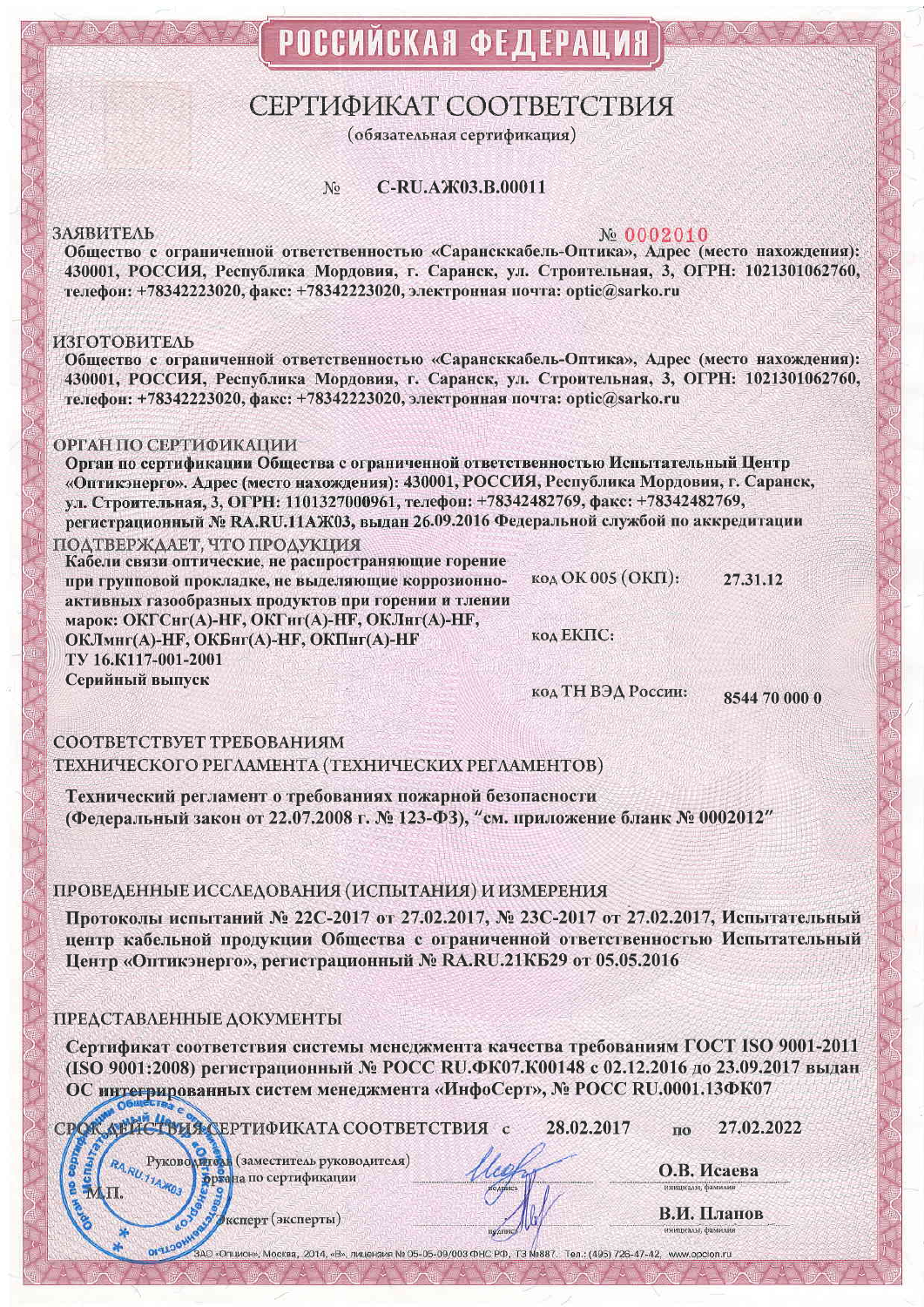# РОССИЙСКАЯ ФЕДЕРАЦИЯ

## СЕРТИФИКАТ СООТВЕТСТВИЯ

(обязательная сертификация)

№ **C-RU.АЖ03.В.00011**

№ 0002010

**ЗАЯВИТЕЛЬ**

**Общество с ограниченной ответственностью «Сарансккабель-Оптика», Адрес (место нахождения): 430001, РОССИЯ, Республика Мордовия, г. Саранск, ул. Строительная, 3, ОГРН: 1021301062760, телефон: +78342223020, факс: +78342223020, электронная почта: optic@sarko.ru**

**ИЗГОТОВИТЕЛЬ**

**Общество с ограниченной ответственностью «Сарансккабель-Оптика», Адрес (место нахождения): 430001, РОССИЯ, Республика Мордовия, г. Саранск, ул. Строительная, 3, ОГРН: 1021301062760, телефон: +78342223020, факс: +78342223020, электронная почта: optic@sarko.ru**

**ОРГАН ПО СЕРТИФИКАЦИИ**

**Орган по сертификации Общества с ограниченной ответственностью Испытательный Центр «Оптикэнерго». Адрес (место нахождения): 430001, РОССИЯ, Республика Мордовия, г. Саранск, ул. Строительная, 3, ОГРН: 1101327000961, телефон: +78342482769, факс: +78342482769, регистрационный № RA.RU.11АЖ03, выдан 26.09.2016 Федеральной службой по аккредитации**

**ПОДТВЕРЖДАЕТ, ЧТО ПРОДУКЦИЯ**

**Кабели связи оптические, не распространяющие горение при групповой прокладке, не выделяющие коррозионно-активных газообразных продуктов при горении и тлении марок: ОКГСнг(А)-HF, ОКГнг(А)-HF, ОКЛнг(А)-HF, ОКЛмнг(А)-HF, ОКБнг(А)-HF, ОКПнг(А)-HF**
**ТУ 16.К117-001-2001**
**Серийный выпуск**

код ОК 005 (ОКП): **27.31.12**

код ЕКПС:

код ТН ВЭД России: **8544 70 000 0**

**СООТВЕТСТВУЕТ ТРЕБОВАНИЯМ ТЕХНИЧЕСКОГО РЕГЛАМЕНТА (ТЕХНИЧЕСКИХ РЕГЛАМЕНТОВ)**

**Технический регламент о требованиях пожарной безопасности (Федеральный закон от 22.07.2008 г. № 123-ФЗ), "см. приложение бланк № 0002012"**

**ПРОВЕДЕННЫЕ ИССЛЕДОВАНИЯ (ИСПЫТАНИЯ) И ИЗМЕРЕНИЯ**

**Протоколы испытаний № 22С-2017 от 27.02.2017, № 23С-2017 от 27.02.2017, Испытательный центр кабельной продукции Общества с ограниченной ответственностью Испытательный Центр «Оптикэнерго», регистрационный № RA.RU.21КБ29 от 05.05.2016**

**ПРЕДСТАВЛЕННЫЕ ДОКУМЕНТЫ**

**Сертификат соответствия системы менеджмента качества требованиям ГОСТ ISO 9001-2011 (ISO 9001:2008) регистрационный № РОСС RU.ФК07.К00148 с 02.12.2016 до 23.09.2017 выдан ОС интегрированных систем менеджмента «ИнфоСерт», № РОСС RU.0001.13ФК07**

**СРОК ДЕЙСТВИЯ СЕРТИФИКАТА СООТВЕТСТВИЯ** с **28.02.2017** по **27.02.2022**

Руководитель (заместитель руководителя) органа по сертификации — подпись — **О.В. Исаева**

М.П.

Эксперт (эксперты) — подпись — **В.И. Планов**

ЗАО «Опцион», Москва, 2014, «В», лицензия № 05-05-09/003 ФНС РФ, ТЗ №887. Тел.: (495) 726-47-42, www.opcion.ru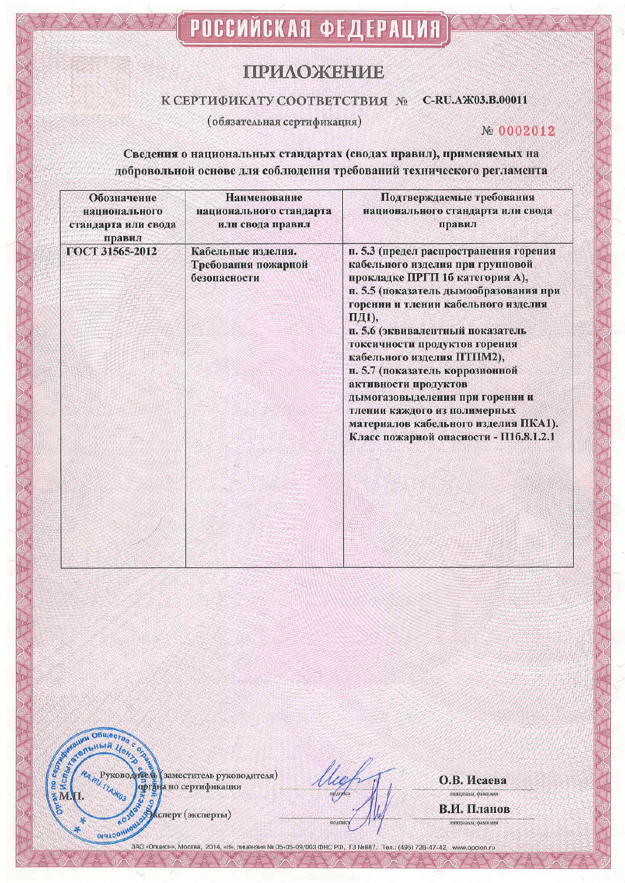# РОССИЙСКАЯ ФЕДЕРАЦИЯ

## ПРИЛОЖЕНИЕ

К СЕРТИФИКАТУ СООТВЕТСТВИЯ № **C-RU.АЖ03.В.00011**

(обязательная сертификация)

№ 0002012

**Сведения о национальных стандартах (сводах правил), применяемых на добровольной основе для соблюдения требований технического регламента**

| Обозначение национального стандарта или свода правил | Наименование национального стандарта или свода правил | Подтверждаемые требования национального стандарта или свода правил |
|---|---|---|
| ГОСТ 31565-2012 | Кабельные изделия. Требования пожарной безопасности | п. 5.3 (предел распространения горения кабельного изделия при групповой прокладке ПРГП 1б категория А), п. 5.5 (показатель дымообразования при горении и тлении кабельного изделия ПД1), п. 5.6 (эквивалентный показатель токсичности продуктов горения кабельного изделия ПТПМ2), п. 5.7 (показатель коррозионной активности продуктов дымогазовыделения при горении и тлении каждого из полимерных материалов кабельного изделия ПКА1). Класс пожарной опасности - П1б.8.1.2.1 |

М.П.

Руководитель (заместитель руководителя) органа по сертификации — подпись — **О.В. Исаева** (инициалы, фамилия)

Эксперт (эксперты) — подпись — **В.И. Планов** (инициалы, фамилия)

ЗАО «Опцион», Москва, 2014, «В», лицензия № 05-05-09/003 ФНС РФ, ТЗ №887. Тел.: (495) 726-47-42, www.opcion.ru